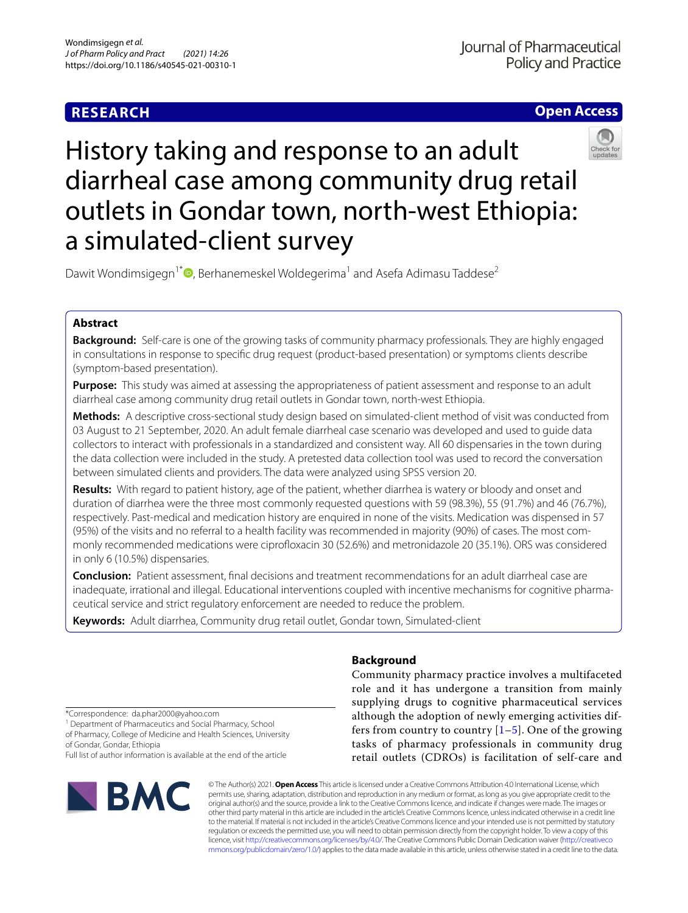RESEARCH

Open Access

# History taking and response to an adult diarrheal case among community drug retail outlets in Gondar town, north-west Ethiopia: a simulated-client survey

Dawit Wondimsigegn[1*], Berhanemeskel Woldegerima[1] and Asefa Adimasu Taddese[2]

## Abstract

**Background:** Self-care is one of the growing tasks of community pharmacy professionals. They are highly engaged in consultations in response to specific drug request (product-based presentation) or symptoms clients describe (symptom-based presentation).

**Purpose:** This study was aimed at assessing the appropriateness of patient assessment and response to an adult diarrheal case among community drug retail outlets in Gondar town, north-west Ethiopia.

**Methods:** A descriptive cross-sectional study design based on simulated-client method of visit was conducted from 03 August to 21 September, 2020. An adult female diarrheal case scenario was developed and used to guide data collectors to interact with professionals in a standardized and consistent way. All 60 dispensaries in the town during the data collection were included in the study. A pretested data collection tool was used to record the conversation between simulated clients and providers. The data were analyzed using SPSS version 20.

**Results:** With regard to patient history, age of the patient, whether diarrhea is watery or bloody and onset and duration of diarrhea were the three most commonly requested questions with 59 (98.3%), 55 (91.7%) and 46 (76.7%), respectively. Past-medical and medication history are enquired in none of the visits. Medication was dispensed in 57 (95%) of the visits and no referral to a health facility was recommended in majority (90%) of cases. The most commonly recommended medications were ciprofloxacin 30 (52.6%) and metronidazole 20 (35.1%). ORS was considered in only 6 (10.5%) dispensaries.

**Conclusion:** Patient assessment, final decisions and treatment recommendations for an adult diarrheal case are inadequate, irrational and illegal. Educational interventions coupled with incentive mechanisms for cognitive pharmaceutical service and strict regulatory enforcement are needed to reduce the problem.

**Keywords:** Adult diarrhea, Community drug retail outlet, Gondar town, Simulated-client

## Background

Community pharmacy practice involves a multifaceted role and it has undergone a transition from mainly supplying drugs to cognitive pharmaceutical services although the adoption of newly emerging activities differs from country to country [1–5]. One of the growing tasks of pharmacy professionals in community drug retail outlets (CDROs) is facilitation of self-care and

*Correspondence: da.phar2000@yahoo.com

[1] Department of Pharmaceutics and Social Pharmacy, School of Pharmacy, College of Medicine and Health Sciences, University of Gondar, Gondar, Ethiopia

Full list of author information is available at the end of the article

© The Author(s) 2021. **Open Access** This article is licensed under a Creative Commons Attribution 4.0 International License, which permits use, sharing, adaptation, distribution and reproduction in any medium or format, as long as you give appropriate credit to the original author(s) and the source, provide a link to the Creative Commons licence, and indicate if changes were made. The images or other third party material in this article are included in the article's Creative Commons licence, unless indicated otherwise in a credit line to the material. If material is not included in the article's Creative Commons licence and your intended use is not permitted by statutory regulation or exceeds the permitted use, you will need to obtain permission directly from the copyright holder. To view a copy of this licence, visit http://creativecommons.org/licenses/by/4.0/. The Creative Commons Public Domain Dedication waiver (http://creativecommons.org/publicdomain/zero/1.0/) applies to the data made available in this article, unless otherwise stated in a credit line to the data.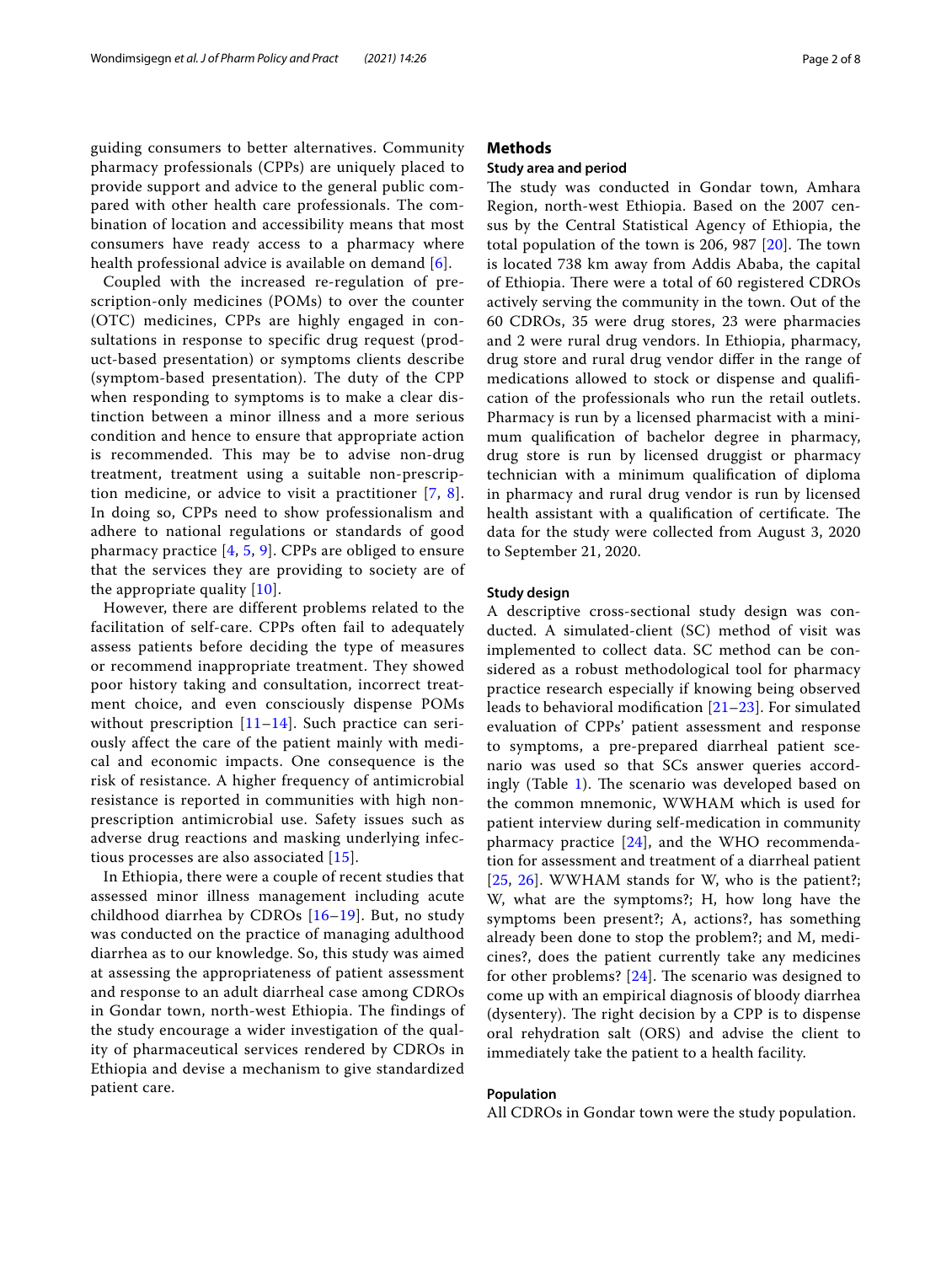guiding consumers to better alternatives. Community pharmacy professionals (CPPs) are uniquely placed to provide support and advice to the general public compared with other health care professionals. The combination of location and accessibility means that most consumers have ready access to a pharmacy where health professional advice is available on demand [6].

Coupled with the increased re-regulation of prescription-only medicines (POMs) to over the counter (OTC) medicines, CPPs are highly engaged in consultations in response to specific drug request (product-based presentation) or symptoms clients describe (symptom-based presentation). The duty of the CPP when responding to symptoms is to make a clear distinction between a minor illness and a more serious condition and hence to ensure that appropriate action is recommended. This may be to advise non-drug treatment, treatment using a suitable non-prescription medicine, or advice to visit a practitioner [7, 8]. In doing so, CPPs need to show professionalism and adhere to national regulations or standards of good pharmacy practice [4, 5, 9]. CPPs are obliged to ensure that the services they are providing to society are of the appropriate quality [10].

However, there are different problems related to the facilitation of self-care. CPPs often fail to adequately assess patients before deciding the type of measures or recommend inappropriate treatment. They showed poor history taking and consultation, incorrect treatment choice, and even consciously dispense POMs without prescription [11–14]. Such practice can seriously affect the care of the patient mainly with medical and economic impacts. One consequence is the risk of resistance. A higher frequency of antimicrobial resistance is reported in communities with high non-prescription antimicrobial use. Safety issues such as adverse drug reactions and masking underlying infectious processes are also associated [15].

In Ethiopia, there were a couple of recent studies that assessed minor illness management including acute childhood diarrhea by CDROs [16–19]. But, no study was conducted on the practice of managing adulthood diarrhea as to our knowledge. So, this study was aimed at assessing the appropriateness of patient assessment and response to an adult diarrheal case among CDROs in Gondar town, north-west Ethiopia. The findings of the study encourage a wider investigation of the quality of pharmaceutical services rendered by CDROs in Ethiopia and devise a mechanism to give standardized patient care.

## Methods

### Study area and period

The study was conducted in Gondar town, Amhara Region, north-west Ethiopia. Based on the 2007 census by the Central Statistical Agency of Ethiopia, the total population of the town is 206, 987 [20]. The town is located 738 km away from Addis Ababa, the capital of Ethiopia. There were a total of 60 registered CDROs actively serving the community in the town. Out of the 60 CDROs, 35 were drug stores, 23 were pharmacies and 2 were rural drug vendors. In Ethiopia, pharmacy, drug store and rural drug vendor differ in the range of medications allowed to stock or dispense and qualification of the professionals who run the retail outlets. Pharmacy is run by a licensed pharmacist with a minimum qualification of bachelor degree in pharmacy, drug store is run by licensed druggist or pharmacy technician with a minimum qualification of diploma in pharmacy and rural drug vendor is run by licensed health assistant with a qualification of certificate. The data for the study were collected from August 3, 2020 to September 21, 2020.

### Study design

A descriptive cross-sectional study design was conducted. A simulated-client (SC) method of visit was implemented to collect data. SC method can be considered as a robust methodological tool for pharmacy practice research especially if knowing being observed leads to behavioral modification [21–23]. For simulated evaluation of CPPs' patient assessment and response to symptoms, a pre-prepared diarrheal patient scenario was used so that SCs answer queries accordingly (Table 1). The scenario was developed based on the common mnemonic, WWHAM which is used for patient interview during self-medication in community pharmacy practice [24], and the WHO recommendation for assessment and treatment of a diarrheal patient [25, 26]. WWHAM stands for W, who is the patient?; W, what are the symptoms?; H, how long have the symptoms been present?; A, actions?, has something already been done to stop the problem?; and M, medicines?, does the patient currently take any medicines for other problems? [24]. The scenario was designed to come up with an empirical diagnosis of bloody diarrhea (dysentery). The right decision by a CPP is to dispense oral rehydration salt (ORS) and advise the client to immediately take the patient to a health facility.

### Population

All CDROs in Gondar town were the study population.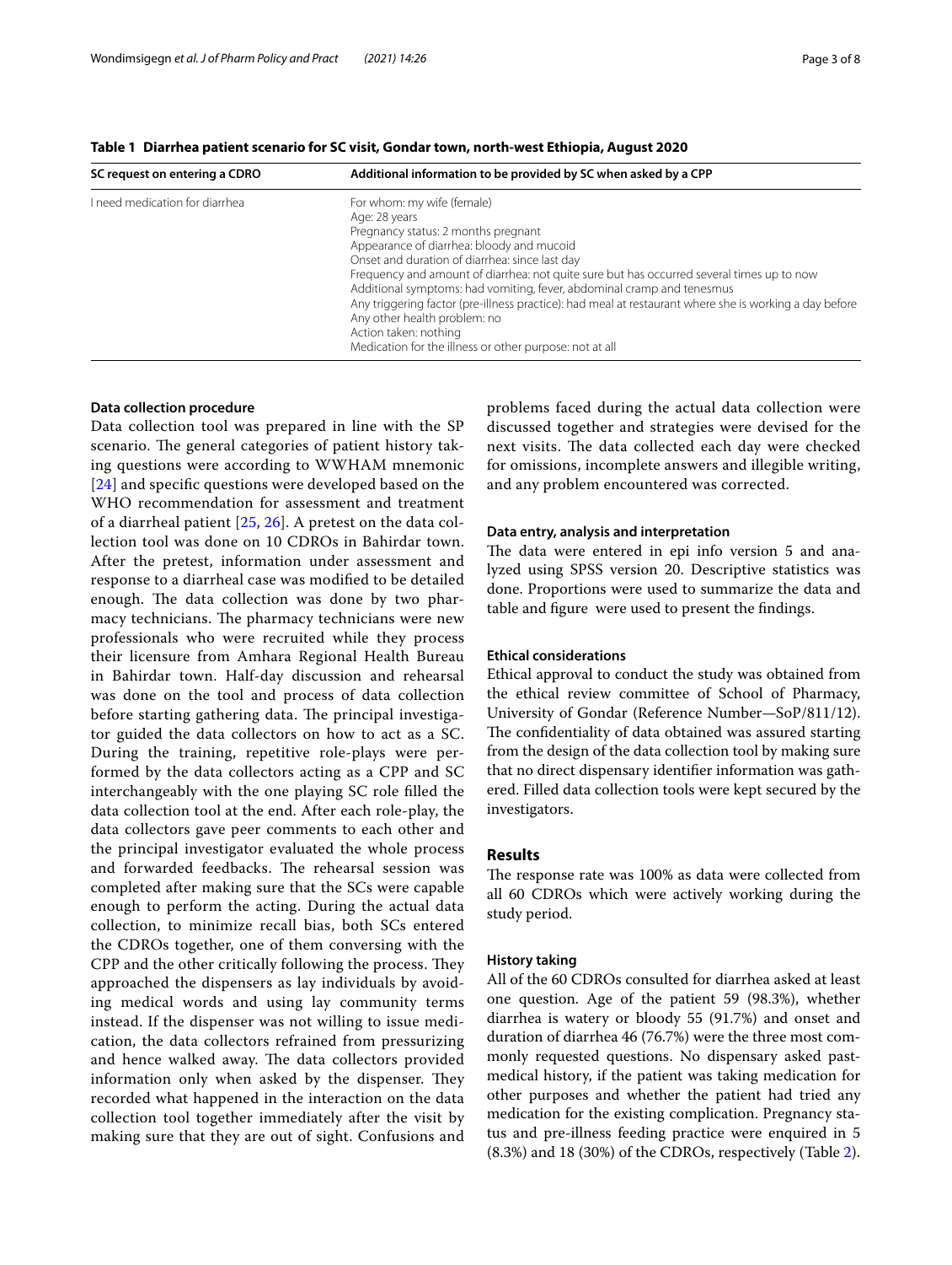**Table 1 Diarrhea patient scenario for SC visit, Gondar town, north-west Ethiopia, August 2020**

| SC request on entering a CDRO | Additional information to be provided by SC when asked by a CPP |
|---|---|
| I need medication for diarrhea | For whom: my wife (female)<br>Age: 28 years<br>Pregnancy status: 2 months pregnant<br>Appearance of diarrhea: bloody and mucoid<br>Onset and duration of diarrhea: since last day<br>Frequency and amount of diarrhea: not quite sure but has occurred several times up to now<br>Additional symptoms: had vomiting, fever, abdominal cramp and tenesmus<br>Any triggering factor (pre-illness practice): had meal at restaurant where she is working a day before<br>Any other health problem: no<br>Action taken: nothing<br>Medication for the illness or other purpose: not at all |

#### Data collection procedure

Data collection tool was prepared in line with the SP scenario. The general categories of patient history taking questions were according to WWHAM mnemonic [24] and specific questions were developed based on the WHO recommendation for assessment and treatment of a diarrheal patient [25, 26]. A pretest on the data collection tool was done on 10 CDROs in Bahirdar town. After the pretest, information under assessment and response to a diarrheal case was modified to be detailed enough. The data collection was done by two pharmacy technicians. The pharmacy technicians were new professionals who were recruited while they process their licensure from Amhara Regional Health Bureau in Bahirdar town. Half-day discussion and rehearsal was done on the tool and process of data collection before starting gathering data. The principal investigator guided the data collectors on how to act as a SC. During the training, repetitive role-plays were performed by the data collectors acting as a CPP and SC interchangeably with the one playing SC role filled the data collection tool at the end. After each role-play, the data collectors gave peer comments to each other and the principal investigator evaluated the whole process and forwarded feedbacks. The rehearsal session was completed after making sure that the SCs were capable enough to perform the acting. During the actual data collection, to minimize recall bias, both SCs entered the CDROs together, one of them conversing with the CPP and the other critically following the process. They approached the dispensers as lay individuals by avoiding medical words and using lay community terms instead. If the dispenser was not willing to issue medication, the data collectors refrained from pressurizing and hence walked away. The data collectors provided information only when asked by the dispenser. They recorded what happened in the interaction on the data collection tool together immediately after the visit by making sure that they are out of sight. Confusions and problems faced during the actual data collection were discussed together and strategies were devised for the next visits. The data collected each day were checked for omissions, incomplete answers and illegible writing, and any problem encountered was corrected.

#### Data entry, analysis and interpretation

The data were entered in epi info version 5 and analyzed using SPSS version 20. Descriptive statistics was done. Proportions were used to summarize the data and table and figure were used to present the findings.

#### Ethical considerations

Ethical approval to conduct the study was obtained from the ethical review committee of School of Pharmacy, University of Gondar (Reference Number—SoP/811/12). The confidentiality of data obtained was assured starting from the design of the data collection tool by making sure that no direct dispensary identifier information was gathered. Filled data collection tools were kept secured by the investigators.

## Results

The response rate was 100% as data were collected from all 60 CDROs which were actively working during the study period.

#### History taking

All of the 60 CDROs consulted for diarrhea asked at least one question. Age of the patient 59 (98.3%), whether diarrhea is watery or bloody 55 (91.7%) and onset and duration of diarrhea 46 (76.7%) were the three most commonly requested questions. No dispensary asked past-medical history, if the patient was taking medication for other purposes and whether the patient had tried any medication for the existing complication. Pregnancy status and pre-illness feeding practice were enquired in 5 (8.3%) and 18 (30%) of the CDROs, respectively (Table 2).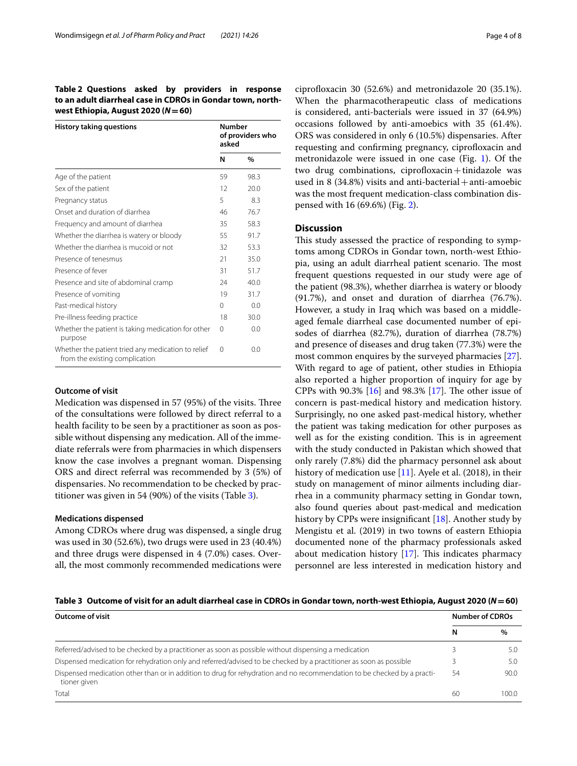**Table 2 Questions asked by providers in response to an adult diarrheal case in CDROs in Gondar town, north-west Ethiopia, August 2020 (*N* = 60)**

| History taking questions | Number of providers who asked | |
|---|---|---|
| | N | % |
| Age of the patient | 59 | 98.3 |
| Sex of the patient | 12 | 20.0 |
| Pregnancy status | 5 | 8.3 |
| Onset and duration of diarrhea | 46 | 76.7 |
| Frequency and amount of diarrhea | 35 | 58.3 |
| Whether the diarrhea is watery or bloody | 55 | 91.7 |
| Whether the diarrhea is mucoid or not | 32 | 53.3 |
| Presence of tenesmus | 21 | 35.0 |
| Presence of fever | 31 | 51.7 |
| Presence and site of abdominal cramp | 24 | 40.0 |
| Presence of vomiting | 19 | 31.7 |
| Past-medical history | 0 | 0.0 |
| Pre-illness feeding practice | 18 | 30.0 |
| Whether the patient is taking medication for other purpose | 0 | 0.0 |
| Whether the patient tried any medication to relief from the existing complication | 0 | 0.0 |

### Outcome of visit

Medication was dispensed in 57 (95%) of the visits. Three of the consultations were followed by direct referral to a health facility to be seen by a practitioner as soon as possible without dispensing any medication. All of the immediate referrals were from pharmacies in which dispensers know the case involves a pregnant woman. Dispensing ORS and direct referral was recommended by 3 (5%) of dispensaries. No recommendation to be checked by practitioner was given in 54 (90%) of the visits (Table 3).

### Medications dispensed

Among CDROs where drug was dispensed, a single drug was used in 30 (52.6%), two drugs were used in 23 (40.4%) and three drugs were dispensed in 4 (7.0%) cases. Overall, the most commonly recommended medications were ciprofloxacin 30 (52.6%) and metronidazole 20 (35.1%). When the pharmacotherapeutic class of medications is considered, anti-bacterials were issued in 37 (64.9%) occasions followed by anti-amoebics with 35 (61.4%). ORS was considered in only 6 (10.5%) dispensaries. After requesting and confirming pregnancy, ciprofloxacin and metronidazole were issued in one case (Fig. 1). Of the two drug combinations, ciprofloxacin + tinidazole was used in 8 (34.8%) visits and anti-bacterial + anti-amoebic was the most frequent medication-class combination dispensed with 16 (69.6%) (Fig. 2).

## Discussion

This study assessed the practice of responding to symptoms among CDROs in Gondar town, north-west Ethiopia, using an adult diarrheal patient scenario. The most frequent questions requested in our study were age of the patient (98.3%), whether diarrhea is watery or bloody (91.7%), and onset and duration of diarrhea (76.7%). However, a study in Iraq which was based on a middle-aged female diarrheal case documented number of episodes of diarrhea (82.7%), duration of diarrhea (78.7%) and presence of diseases and drug taken (77.3%) were the most common enquires by the surveyed pharmacies [27]. With regard to age of patient, other studies in Ethiopia also reported a higher proportion of inquiry for age by CPPs with 90.3% [16] and 98.3% [17]. The other issue of concern is past-medical history and medication history. Surprisingly, no one asked past-medical history, whether the patient was taking medication for other purposes as well as for the existing condition. This is in agreement with the study conducted in Pakistan which showed that only rarely (7.8%) did the pharmacy personnel ask about history of medication use [11]. Ayele et al. (2018), in their study on management of minor ailments including diarrhea in a community pharmacy setting in Gondar town, also found queries about past-medical and medication history by CPPs were insignificant [18]. Another study by Mengistu et al. (2019) in two towns of eastern Ethiopia documented none of the pharmacy professionals asked about medication history [17]. This indicates pharmacy personnel are less interested in medication history and

**Table 3 Outcome of visit for an adult diarrheal case in CDROs in Gondar town, north-west Ethiopia, August 2020 (*N* = 60)**

| Outcome of visit | Number of CDROs | |
|---|---|---|
| | N | % |
| Referred/advised to be checked by a practitioner as soon as possible without dispensing a medication | 3 | 5.0 |
| Dispensed medication for rehydration only and referred/advised to be checked by a practitioner as soon as possible | 3 | 5.0 |
| Dispensed medication other than or in addition to drug for rehydration and no recommendation to be checked by a practitioner given | 54 | 90.0 |
| Total | 60 | 100.0 |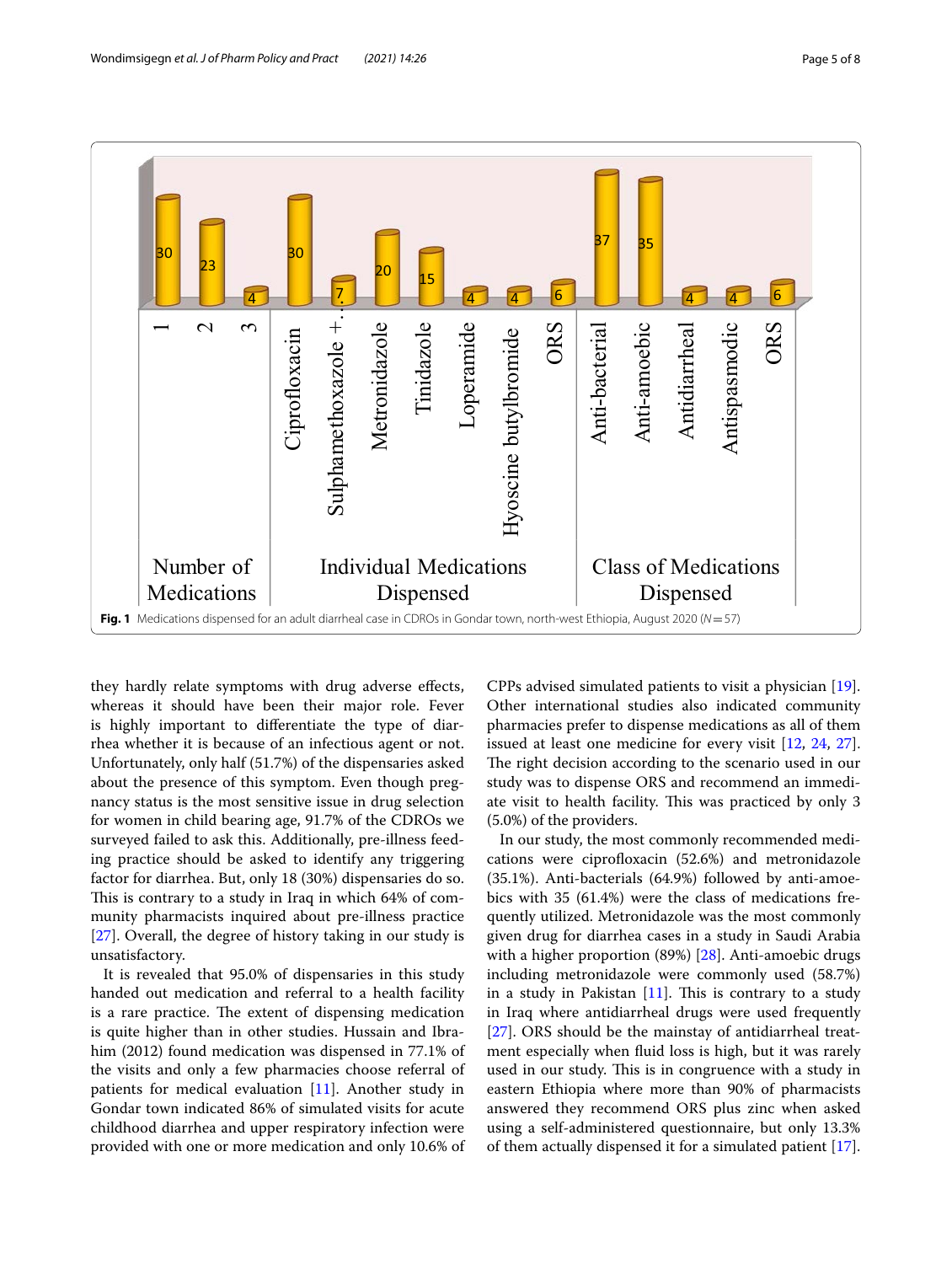Fig. 1 Medications dispensed for an adult diarrheal case in CDROs in Gondar town, north-west Ethiopia, August 2020 ($N=57$)

they hardly relate symptoms with drug adverse effects, whereas it should have been their major role. Fever is highly important to differentiate the type of diarrhea whether it is because of an infectious agent or not. Unfortunately, only half (51.7%) of the dispensaries asked about the presence of this symptom. Even though pregnancy status is the most sensitive issue in drug selection for women in child bearing age, 91.7% of the CDROs we surveyed failed to ask this. Additionally, pre-illness feeding practice should be asked to identify any triggering factor for diarrhea. But, only 18 (30%) dispensaries do so. This is contrary to a study in Iraq in which 64% of community pharmacists inquired about pre-illness practice [27]. Overall, the degree of history taking in our study is unsatisfactory.

It is revealed that 95.0% of dispensaries in this study handed out medication and referral to a health facility is a rare practice. The extent of dispensing medication is quite higher than in other studies. Hussain and Ibrahim (2012) found medication was dispensed in 77.1% of the visits and only a few pharmacies choose referral of patients for medical evaluation [11]. Another study in Gondar town indicated 86% of simulated visits for acute childhood diarrhea and upper respiratory infection were provided with one or more medication and only 10.6% of CPPs advised simulated patients to visit a physician [19]. Other international studies also indicated community pharmacies prefer to dispense medications as all of them issued at least one medicine for every visit [12, 24, 27]. The right decision according to the scenario used in our study was to dispense ORS and recommend an immediate visit to health facility. This was practiced by only 3 (5.0%) of the providers.

In our study, the most commonly recommended medications were ciprofloxacin (52.6%) and metronidazole (35.1%). Anti-bacterials (64.9%) followed by anti-amoebics with 35 (61.4%) were the class of medications frequently utilized. Metronidazole was the most commonly given drug for diarrhea cases in a study in Saudi Arabia with a higher proportion (89%) [28]. Anti-amoebic drugs including metronidazole were commonly used (58.7%) in a study in Pakistan [11]. This is contrary to a study in Iraq where antidiarrheal drugs were used frequently [27]. ORS should be the mainstay of antidiarrheal treatment especially when fluid loss is high, but it was rarely used in our study. This is in congruence with a study in eastern Ethiopia where more than 90% of pharmacists answered they recommend ORS plus zinc when asked using a self-administered questionnaire, but only 13.3% of them actually dispensed it for a simulated patient [17].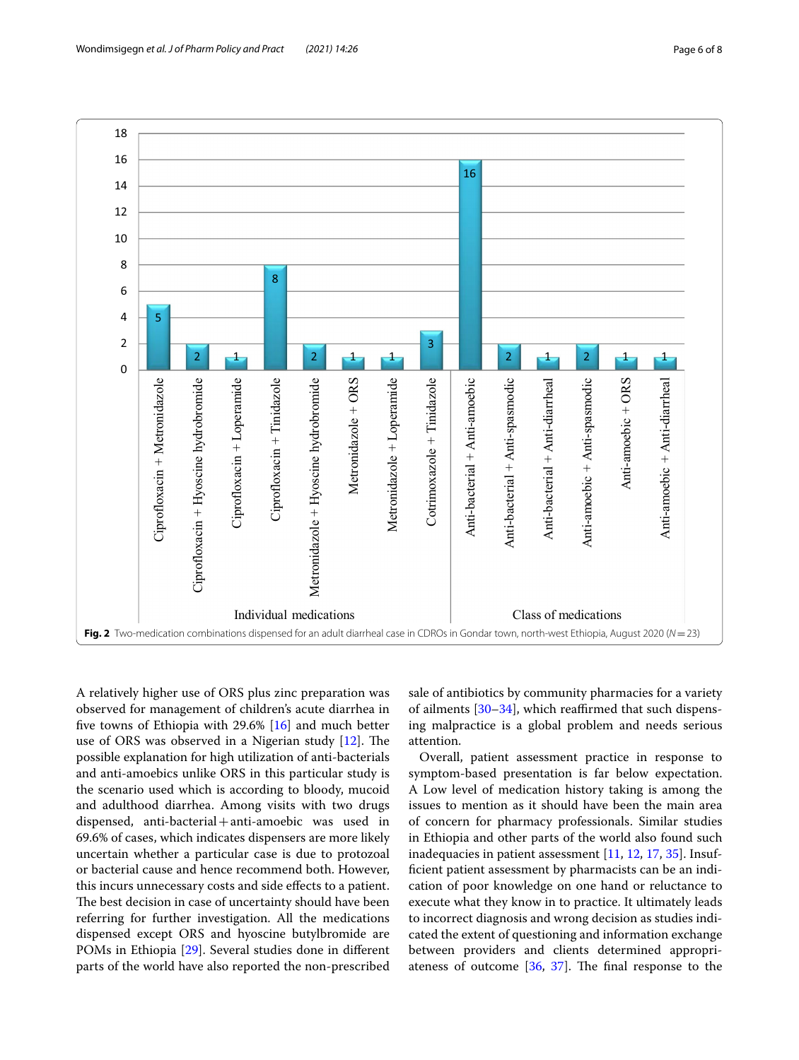| Individual medications | Count |
|---|---|
| Ciprofloxacin + Metronidazole | 5 |
| Ciprofloxacin + Hyoscine hydrobromide | 2 |
| Ciprofloxacin + Loperamide | 1 |
| Ciprofloxacin + Tinidazole | 8 |
| Metronidazole + Hyoscine hydrobromide | 2 |
| Metronidazole + ORS | 1 |
| Metronidazole + Loperamide | 1 |
| Cotrimoxazole + Tinidazole | 3 |

| Class of medications | Count |
|---|---|
| Anti-bacterial + Anti-amoebic | 16 |
| Anti-bacterial + Anti-spasmodic | 2 |
| Anti-bacterial + Anti-diarrheal | 1 |
| Anti-amoebic + Anti-spasmodic | 2 |
| Anti-amoebic + ORS | 1 |
| Anti-amoebic + Anti-diarrheal | 1 |

**Fig. 2** Two-medication combinations dispensed for an adult diarrheal case in CDROs in Gondar town, north-west Ethiopia, August 2020 ($N=23$)

A relatively higher use of ORS plus zinc preparation was observed for management of children's acute diarrhea in five towns of Ethiopia with 29.6% [16] and much better use of ORS was observed in a Nigerian study [12]. The possible explanation for high utilization of anti-bacterials and anti-amoebics unlike ORS in this particular study is the scenario used which is according to bloody, mucoid and adulthood diarrhea. Among visits with two drugs dispensed, anti-bacterial + anti-amoebic was used in 69.6% of cases, which indicates dispensers are more likely uncertain whether a particular case is due to protozoal or bacterial cause and hence recommend both. However, this incurs unnecessary costs and side effects to a patient. The best decision in case of uncertainty should have been referring for further investigation. All the medications dispensed except ORS and hyoscine butylbromide are POMs in Ethiopia [29]. Several studies done in different parts of the world have also reported the non-prescribed sale of antibiotics by community pharmacies for a variety of ailments [30–34], which reaffirmed that such dispensing malpractice is a global problem and needs serious attention.

Overall, patient assessment practice in response to symptom-based presentation is far below expectation. A Low level of medication history taking is among the issues to mention as it should have been the main area of concern for pharmacy professionals. Similar studies in Ethiopia and other parts of the world also found such inadequacies in patient assessment [11, 12, 17, 35]. Insufficient patient assessment by pharmacists can be an indication of poor knowledge on one hand or reluctance to execute what they know in to practice. It ultimately leads to incorrect diagnosis and wrong decision as studies indicated the extent of questioning and information exchange between providers and clients determined appropriateness of outcome [36, 37]. The final response to the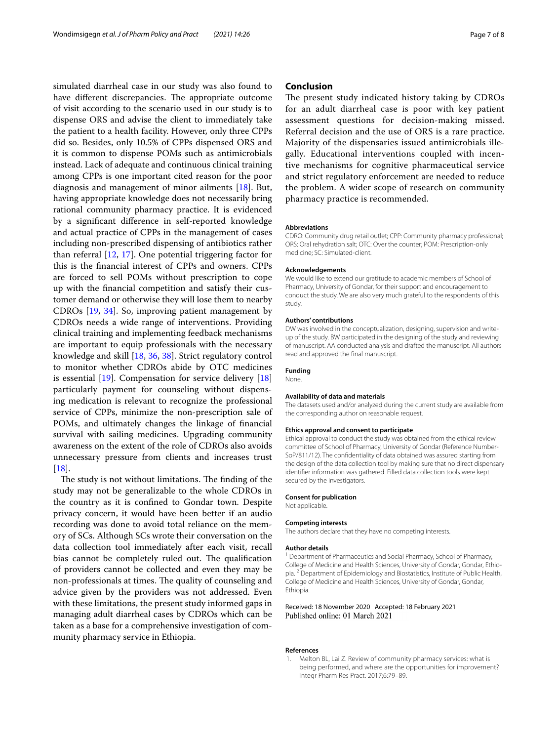simulated diarrheal case in our study was also found to have different discrepancies. The appropriate outcome of visit according to the scenario used in our study is to dispense ORS and advise the client to immediately take the patient to a health facility. However, only three CPPs did so. Besides, only 10.5% of CPPs dispensed ORS and it is common to dispense POMs such as antimicrobials instead. Lack of adequate and continuous clinical training among CPPs is one important cited reason for the poor diagnosis and management of minor ailments [18]. But, having appropriate knowledge does not necessarily bring rational community pharmacy practice. It is evidenced by a significant difference in self-reported knowledge and actual practice of CPPs in the management of cases including non-prescribed dispensing of antibiotics rather than referral [12, 17]. One potential triggering factor for this is the financial interest of CPPs and owners. CPPs are forced to sell POMs without prescription to cope up with the financial competition and satisfy their customer demand or otherwise they will lose them to nearby CDROs [19, 34]. So, improving patient management by CDROs needs a wide range of interventions. Providing clinical training and implementing feedback mechanisms are important to equip professionals with the necessary knowledge and skill [18, 36, 38]. Strict regulatory control to monitor whether CDROs abide by OTC medicines is essential [19]. Compensation for service delivery [18] particularly payment for counseling without dispensing medication is relevant to recognize the professional service of CPPs, minimize the non-prescription sale of POMs, and ultimately changes the linkage of financial survival with sailing medicines. Upgrading community awareness on the extent of the role of CDROs also avoids unnecessary pressure from clients and increases trust [18].

The study is not without limitations. The finding of the study may not be generalizable to the whole CDROs in the country as it is confined to Gondar town. Despite privacy concern, it would have been better if an audio recording was done to avoid total reliance on the memory of SCs. Although SCs wrote their conversation on the data collection tool immediately after each visit, recall bias cannot be completely ruled out. The qualification of providers cannot be collected and even they may be non-professionals at times. The quality of counseling and advice given by the providers was not addressed. Even with these limitations, the present study informed gaps in managing adult diarrheal cases by CDROs which can be taken as a base for a comprehensive investigation of community pharmacy service in Ethiopia.

## Conclusion

The present study indicated history taking by CDROs for an adult diarrheal case is poor with key patient assessment questions for decision-making missed. Referral decision and the use of ORS is a rare practice. Majority of the dispensaries issued antimicrobials illegally. Educational interventions coupled with incentive mechanisms for cognitive pharmaceutical service and strict regulatory enforcement are needed to reduce the problem. A wider scope of research on community pharmacy practice is recommended.

#### Abbreviations

CDRO: Community drug retail outlet; CPP: Community pharmacy professional; ORS: Oral rehydration salt; OTC: Over the counter; POM: Prescription-only medicine; SC: Simulated-client.

#### Acknowledgements

We would like to extend our gratitude to academic members of School of Pharmacy, University of Gondar, for their support and encouragement to conduct the study. We are also very much grateful to the respondents of this study.

#### Authors' contributions

DW was involved in the conceptualization, designing, supervision and write-up of the study. BW participated in the designing of the study and reviewing of manuscript. AA conducted analysis and drafted the manuscript. All authors read and approved the final manuscript.

#### Funding

None.

#### Availability of data and materials

The datasets used and/or analyzed during the current study are available from the corresponding author on reasonable request.

#### Ethics approval and consent to participate

Ethical approval to conduct the study was obtained from the ethical review committee of School of Pharmacy, University of Gondar (Reference Number-SoP/811/12). The confidentiality of data obtained was assured starting from the design of the data collection tool by making sure that no direct dispensary identifier information was gathered. Filled data collection tools were kept secured by the investigators.

#### Consent for publication

Not applicable.

#### Competing interests

The authors declare that they have no competing interests.

#### Author details

[1] Department of Pharmaceutics and Social Pharmacy, School of Pharmacy, College of Medicine and Health Sciences, University of Gondar, Gondar, Ethiopia. [2] Department of Epidemiology and Biostatistics, Institute of Public Health, College of Medicine and Health Sciences, University of Gondar, Gondar, Ethiopia.

Received: 18 November 2020 Accepted: 18 February 2021
Published online: 01 March 2021

#### References

1. Melton BL, Lai Z. Review of community pharmacy services: what is being performed, and where are the opportunities for improvement? Integr Pharm Res Pract. 2017;6:79–89.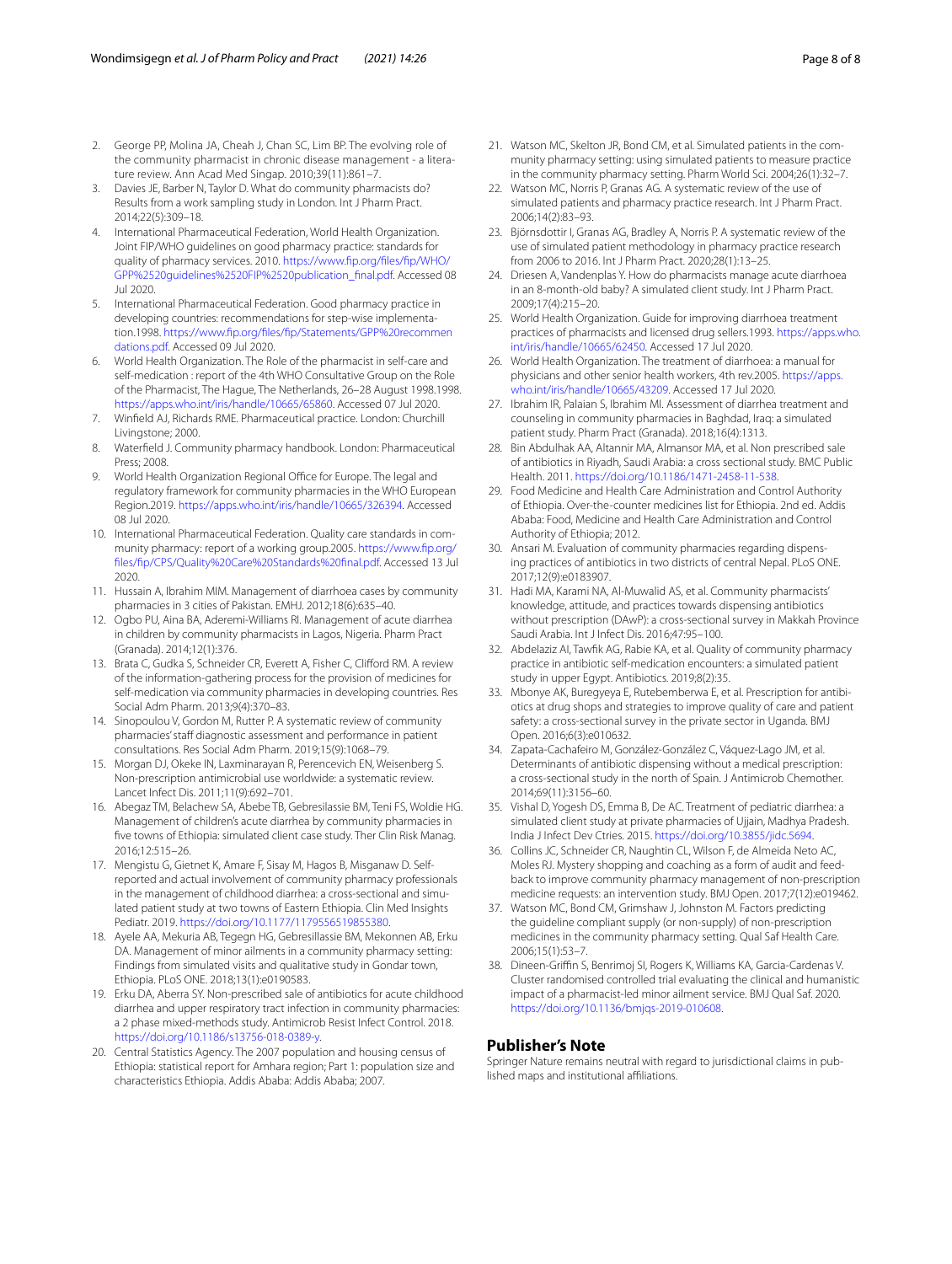2. George PP, Molina JA, Cheah J, Chan SC, Lim BP. The evolving role of the community pharmacist in chronic disease management - a literature review. Ann Acad Med Singap. 2010;39(11):861–7.
3. Davies JE, Barber N, Taylor D. What do community pharmacists do? Results from a work sampling study in London. Int J Pharm Pract. 2014;22(5):309–18.
4. International Pharmaceutical Federation, World Health Organization. Joint FIP/WHO guidelines on good pharmacy practice: standards for quality of pharmacy services. 2010. https://www.fip.org/files/fip/WHO/GPP%2520guidelines%2520FIP%2520publication_final.pdf. Accessed 08 Jul 2020.
5. International Pharmaceutical Federation. Good pharmacy practice in developing countries: recommendations for step-wise implementation.1998. https://www.fip.org/files/fip/Statements/GPP%20recommendations.pdf. Accessed 09 Jul 2020.
6. World Health Organization. The Role of the pharmacist in self-care and self-medication : report of the 4th WHO Consultative Group on the Role of the Pharmacist, The Hague, The Netherlands, 26–28 August 1998.1998. https://apps.who.int/iris/handle/10665/65860. Accessed 07 Jul 2020.
7. Winfield AJ, Richards RME. Pharmaceutical practice. London: Churchill Livingstone; 2000.
8. Waterfield J. Community pharmacy handbook. London: Pharmaceutical Press; 2008.
9. World Health Organization Regional Office for Europe. The legal and regulatory framework for community pharmacies in the WHO European Region.2019. https://apps.who.int/iris/handle/10665/326394. Accessed 08 Jul 2020.
10. International Pharmaceutical Federation. Quality care standards in community pharmacy: report of a working group.2005. https://www.fip.org/files/fip/CPS/Quality%20Care%20Standards%20final.pdf. Accessed 13 Jul 2020.
11. Hussain A, Ibrahim MIM. Management of diarrhoea cases by community pharmacies in 3 cities of Pakistan. EMHJ. 2012;18(6):635–40.
12. Ogbo PU, Aina BA, Aderemi-Williams RI. Management of acute diarrhea in children by community pharmacists in Lagos, Nigeria. Pharm Pract (Granada). 2014;12(1):376.
13. Brata C, Gudka S, Schneider CR, Everett A, Fisher C, Clifford RM. A review of the information-gathering process for the provision of medicines for self-medication via community pharmacies in developing countries. Res Social Adm Pharm. 2013;9(4):370–83.
14. Sinopoulou V, Gordon M, Rutter P. A systematic review of community pharmacies' staff diagnostic assessment and performance in patient consultations. Res Social Adm Pharm. 2019;15(9):1068–79.
15. Morgan DJ, Okeke IN, Laxminarayan R, Perencevich EN, Weisenberg S. Non-prescription antimicrobial use worldwide: a systematic review. Lancet Infect Dis. 2011;11(9):692–701.
16. Abegaz TM, Belachew SA, Abebe TB, Gebresillassie BM, Teni FS, Woldie HG. Management of children's acute diarrhea by community pharmacies in five towns of Ethiopia: simulated client case study. Ther Clin Risk Manag. 2016;12:515–26.
17. Mengistu G, Gietnet K, Amare F, Sisay M, Hagos B, Misganaw D. Self-reported and actual involvement of community pharmacy professionals in the management of childhood diarrhea: a cross-sectional and simulated patient study at two towns of Eastern Ethiopia. Clin Med Insights Pediatr. 2019. https://doi.org/10.1177/1179556519855380.
18. Ayele AA, Mekuria AB, Tegegn HG, Gebresillassie BM, Mekonnen AB, Erku DA. Management of minor ailments in a community pharmacy setting: Findings from simulated visits and qualitative study in Gondar town, Ethiopia. PLoS ONE. 2018;13(1):e0190583.
19. Erku DA, Aberra SY. Non-prescribed sale of antibiotics for acute childhood diarrhea and upper respiratory tract infection in community pharmacies: a 2 phase mixed-methods study. Antimicrob Resist Infect Control. 2018. https://doi.org/10.1186/s13756-018-0389-y.
20. Central Statistics Agency. The 2007 population and housing census of Ethiopia: statistical report for Amhara region; Part 1: population size and characteristics Ethiopia. Addis Ababa: Addis Ababa; 2007.
21. Watson MC, Skelton JR, Bond CM, et al. Simulated patients in the community pharmacy setting: using simulated patients to measure practice in the community pharmacy setting. Pharm World Sci. 2004;26(1):32–7.
22. Watson MC, Norris P, Granas AG. A systematic review of the use of simulated patients and pharmacy practice research. Int J Pharm Pract. 2006;14(2):83–93.
23. Björnsdottir I, Granas AG, Bradley A, Norris P. A systematic review of the use of simulated patient methodology in pharmacy practice research from 2006 to 2016. Int J Pharm Pract. 2020;28(1):13–25.
24. Driesen A, Vandenplas Y. How do pharmacists manage acute diarrhoea in an 8-month-old baby? A simulated client study. Int J Pharm Pract. 2009;17(4):215–20.
25. World Health Organization. Guide for improving diarrhoea treatment practices of pharmacists and licensed drug sellers.1993. https://apps.who.int/iris/handle/10665/62450. Accessed 17 Jul 2020.
26. World Health Organization. The treatment of diarrhoea: a manual for physicians and other senior health workers, 4th rev.2005. https://apps.who.int/iris/handle/10665/43209. Accessed 17 Jul 2020.
27. Ibrahim IR, Palaian S, Ibrahim MI. Assessment of diarrhea treatment and counseling in community pharmacies in Baghdad, Iraq: a simulated patient study. Pharm Pract (Granada). 2018;16(4):1313.
28. Bin Abdulhak AA, Altannir MA, Almansor MA, et al. Non prescribed sale of antibiotics in Riyadh, Saudi Arabia: a cross sectional study. BMC Public Health. 2011. https://doi.org/10.1186/1471-2458-11-538.
29. Food Medicine and Health Care Administration and Control Authority of Ethiopia. Over-the-counter medicines list for Ethiopia. 2nd ed. Addis Ababa: Food, Medicine and Health Care Administration and Control Authority of Ethiopia; 2012.
30. Ansari M. Evaluation of community pharmacies regarding dispensing practices of antibiotics in two districts of central Nepal. PLoS ONE. 2017;12(9):e0183907.
31. Hadi MA, Karami NA, Al-Muwalid AS, et al. Community pharmacists' knowledge, attitude, and practices towards dispensing antibiotics without prescription (DAwP): a cross-sectional survey in Makkah Province Saudi Arabia. Int J Infect Dis. 2016;47:95–100.
32. Abdelaziz AI, Tawfik AG, Rabie KA, et al. Quality of community pharmacy practice in antibiotic self-medication encounters: a simulated patient study in upper Egypt. Antibiotics. 2019;8(2):35.
33. Mbonye AK, Buregyeya E, Rutebemberwa E, et al. Prescription for antibiotics at drug shops and strategies to improve quality of care and patient safety: a cross-sectional survey in the private sector in Uganda. BMJ Open. 2016;6(3):e010632.
34. Zapata-Cachafeiro M, González-González C, Váquez-Lago JM, et al. Determinants of antibiotic dispensing without a medical prescription: a cross-sectional study in the north of Spain. J Antimicrob Chemother. 2014;69(11):3156–60.
35. Vishal D, Yogesh DS, Emma B, De AC. Treatment of pediatric diarrhea: a simulated client study at private pharmacies of Ujjain, Madhya Pradesh. India J Infect Dev Ctries. 2015. https://doi.org/10.3855/jidc.5694.
36. Collins JC, Schneider CR, Naughtin CL, Wilson F, de Almeida Neto AC, Moles RJ. Mystery shopping and coaching as a form of audit and feedback to improve community pharmacy management of non-prescription medicine requests: an intervention study. BMJ Open. 2017;7(12):e019462.
37. Watson MC, Bond CM, Grimshaw J, Johnston M. Factors predicting the guideline compliant supply (or non-supply) of non-prescription medicines in the community pharmacy setting. Qual Saf Health Care. 2006;15(1):53–7.
38. Dineen-Griffin S, Benrimoj SI, Rogers K, Williams KA, Garcia-Cardenas V. Cluster randomised controlled trial evaluating the clinical and humanistic impact of a pharmacist-led minor ailment service. BMJ Qual Saf. 2020. https://doi.org/10.1136/bmjqs-2019-010608.

## Publisher's Note

Springer Nature remains neutral with regard to jurisdictional claims in published maps and institutional affiliations.